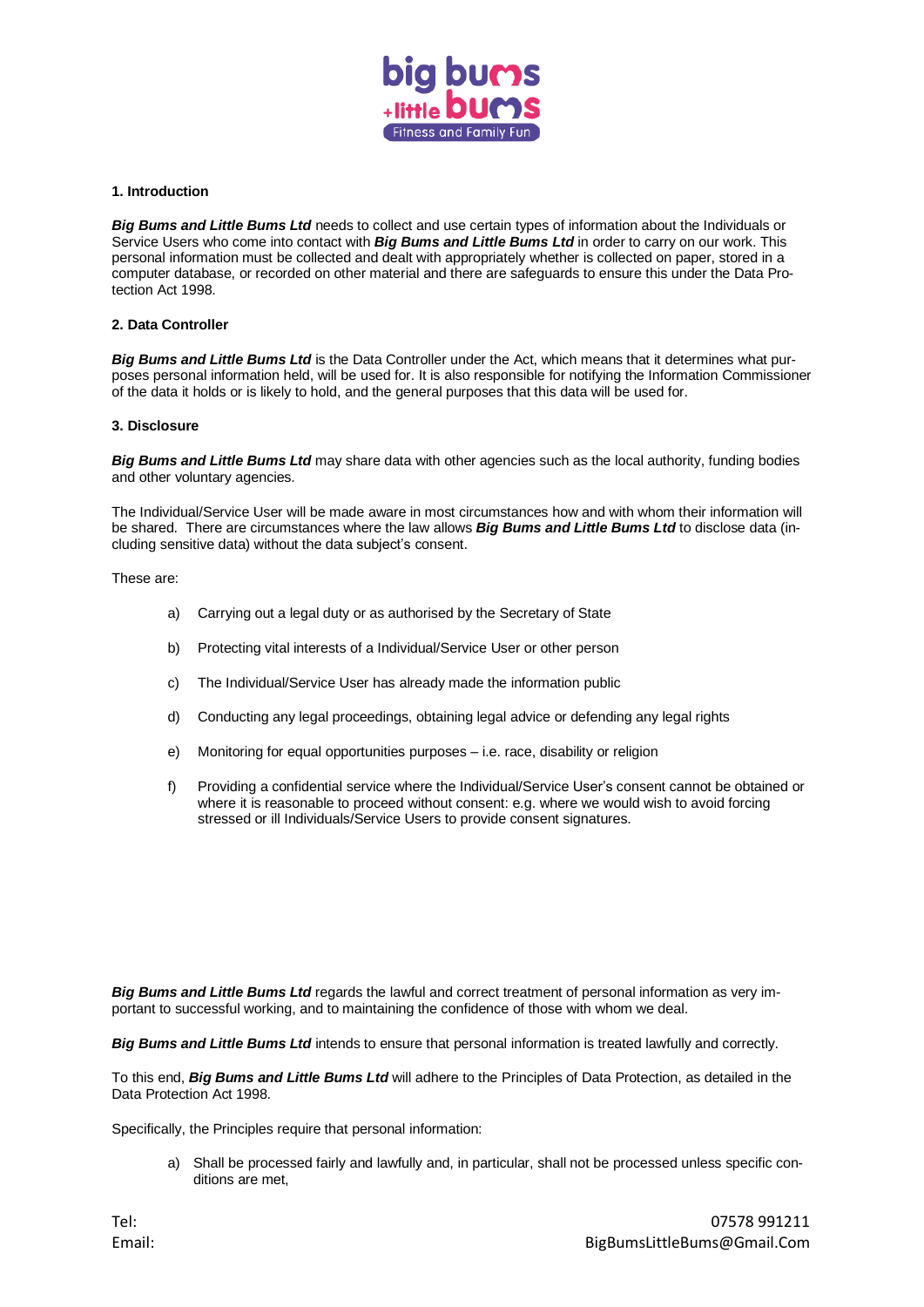## 1. Introduction

***Big Bums and Little Bums Ltd*** needs to collect and use certain types of information about the Individuals or Service Users who come into contact with ***Big Bums and Little Bums Ltd*** in order to carry on our work. This personal information must be collected and dealt with appropriately whether is collected on paper, stored in a computer database, or recorded on other material and there are safeguards to ensure this under the Data Protection Act 1998.

## 2. Data Controller

***Big Bums and Little Bums Ltd*** is the Data Controller under the Act, which means that it determines what purposes personal information held, will be used for. It is also responsible for notifying the Information Commissioner of the data it holds or is likely to hold, and the general purposes that this data will be used for.

## 3. Disclosure

***Big Bums and Little Bums Ltd*** may share data with other agencies such as the local authority, funding bodies and other voluntary agencies.

The Individual/Service User will be made aware in most circumstances how and with whom their information will be shared. There are circumstances where the law allows ***Big Bums and Little Bums Ltd*** to disclose data (including sensitive data) without the data subject's consent.

These are:

a) Carrying out a legal duty or as authorised by the Secretary of State

b) Protecting vital interests of a Individual/Service User or other person

c) The Individual/Service User has already made the information public

d) Conducting any legal proceedings, obtaining legal advice or defending any legal rights

e) Monitoring for equal opportunities purposes – i.e. race, disability or religion

f) Providing a confidential service where the Individual/Service User's consent cannot be obtained or where it is reasonable to proceed without consent: e.g. where we would wish to avoid forcing stressed or ill Individuals/Service Users to provide consent signatures.

***Big Bums and Little Bums Ltd*** regards the lawful and correct treatment of personal information as very important to successful working, and to maintaining the confidence of those with whom we deal.

***Big Bums and Little Bums Ltd*** intends to ensure that personal information is treated lawfully and correctly.

To this end, ***Big Bums and Little Bums Ltd*** will adhere to the Principles of Data Protection, as detailed in the Data Protection Act 1998.

Specifically, the Principles require that personal information:

a) Shall be processed fairly and lawfully and, in particular, shall not be processed unless specific conditions are met,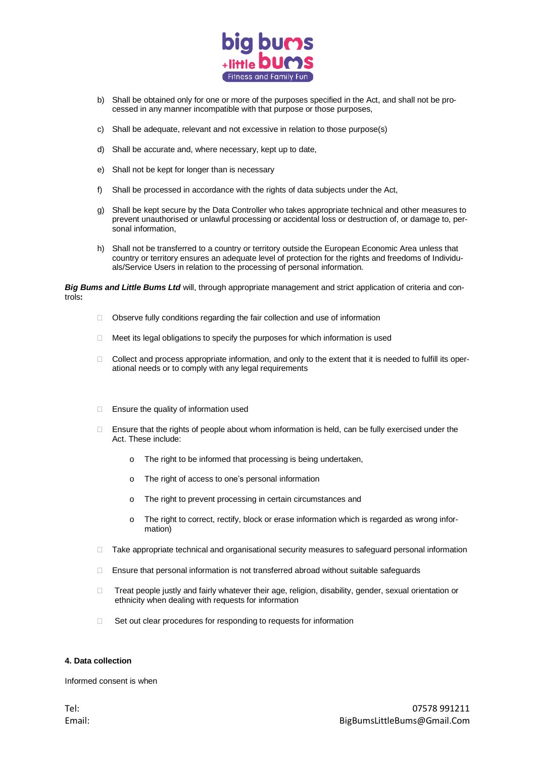b) Shall be obtained only for one or more of the purposes specified in the Act, and shall not be processed in any manner incompatible with that purpose or those purposes,

c) Shall be adequate, relevant and not excessive in relation to those purpose(s)

d) Shall be accurate and, where necessary, kept up to date,

e) Shall not be kept for longer than is necessary

f) Shall be processed in accordance with the rights of data subjects under the Act,

g) Shall be kept secure by the Data Controller who takes appropriate technical and other measures to prevent unauthorised or unlawful processing or accidental loss or destruction of, or damage to, personal information,

h) Shall not be transferred to a country or territory outside the European Economic Area unless that country or territory ensures an adequate level of protection for the rights and freedoms of Individuals/Service Users in relation to the processing of personal information.

***Big Bums and Little Bums Ltd*** will, through appropriate management and strict application of criteria and controls**:**

- Observe fully conditions regarding the fair collection and use of information
- Meet its legal obligations to specify the purposes for which information is used
- Collect and process appropriate information, and only to the extent that it is needed to fulfill its operational needs or to comply with any legal requirements
- Ensure the quality of information used
- Ensure that the rights of people about whom information is held, can be fully exercised under the Act. These include:
  - The right to be informed that processing is being undertaken,
  - The right of access to one's personal information
  - The right to prevent processing in certain circumstances and
  - The right to correct, rectify, block or erase information which is regarded as wrong information)
- Take appropriate technical and organisational security measures to safeguard personal information
- Ensure that personal information is not transferred abroad without suitable safeguards
- Treat people justly and fairly whatever their age, religion, disability, gender, sexual orientation or ethnicity when dealing with requests for information
- Set out clear procedures for responding to requests for information

**4. Data collection**

Informed consent is when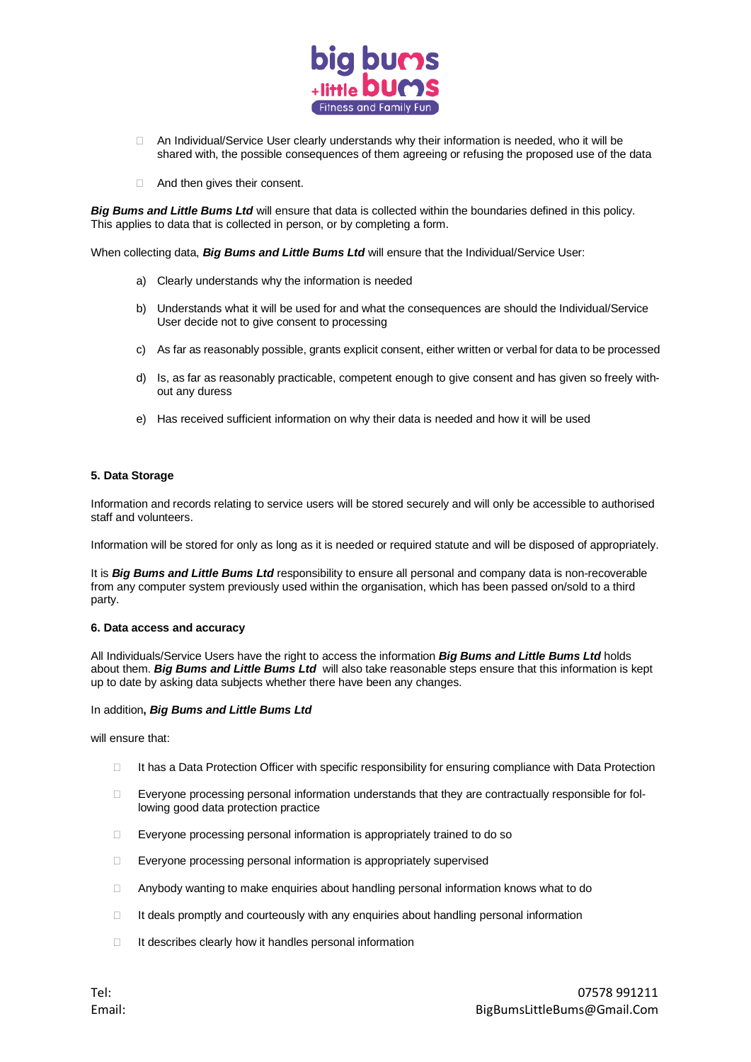- An Individual/Service User clearly understands why their information is needed, who it will be shared with, the possible consequences of them agreeing or refusing the proposed use of the data

- And then gives their consent.

***Big Bums and Little Bums Ltd*** will ensure that data is collected within the boundaries defined in this policy. This applies to data that is collected in person, or by completing a form.

When collecting data, ***Big Bums and Little Bums Ltd*** will ensure that the Individual/Service User:

a) Clearly understands why the information is needed

b) Understands what it will be used for and what the consequences are should the Individual/Service User decide not to give consent to processing

c) As far as reasonably possible, grants explicit consent, either written or verbal for data to be processed

d) Is, as far as reasonably practicable, competent enough to give consent and has given so freely without any duress

e) Has received sufficient information on why their data is needed and how it will be used

**5. Data Storage**

Information and records relating to service users will be stored securely and will only be accessible to authorised staff and volunteers.

Information will be stored for only as long as it is needed or required statute and will be disposed of appropriately.

It is ***Big Bums and Little Bums Ltd*** responsibility to ensure all personal and company data is non-recoverable from any computer system previously used within the organisation, which has been passed on/sold to a third party.

**6. Data access and accuracy**

All Individuals/Service Users have the right to access the information ***Big Bums and Little Bums Ltd*** holds about them. ***Big Bums and Little Bums Ltd*** will also take reasonable steps ensure that this information is kept up to date by asking data subjects whether there have been any changes.

In addition**, *Big Bums and Little Bums Ltd***

will ensure that:

- It has a Data Protection Officer with specific responsibility for ensuring compliance with Data Protection
- Everyone processing personal information understands that they are contractually responsible for following good data protection practice
- Everyone processing personal information is appropriately trained to do so
- Everyone processing personal information is appropriately supervised
- Anybody wanting to make enquiries about handling personal information knows what to do
- It deals promptly and courteously with any enquiries about handling personal information
- It describes clearly how it handles personal information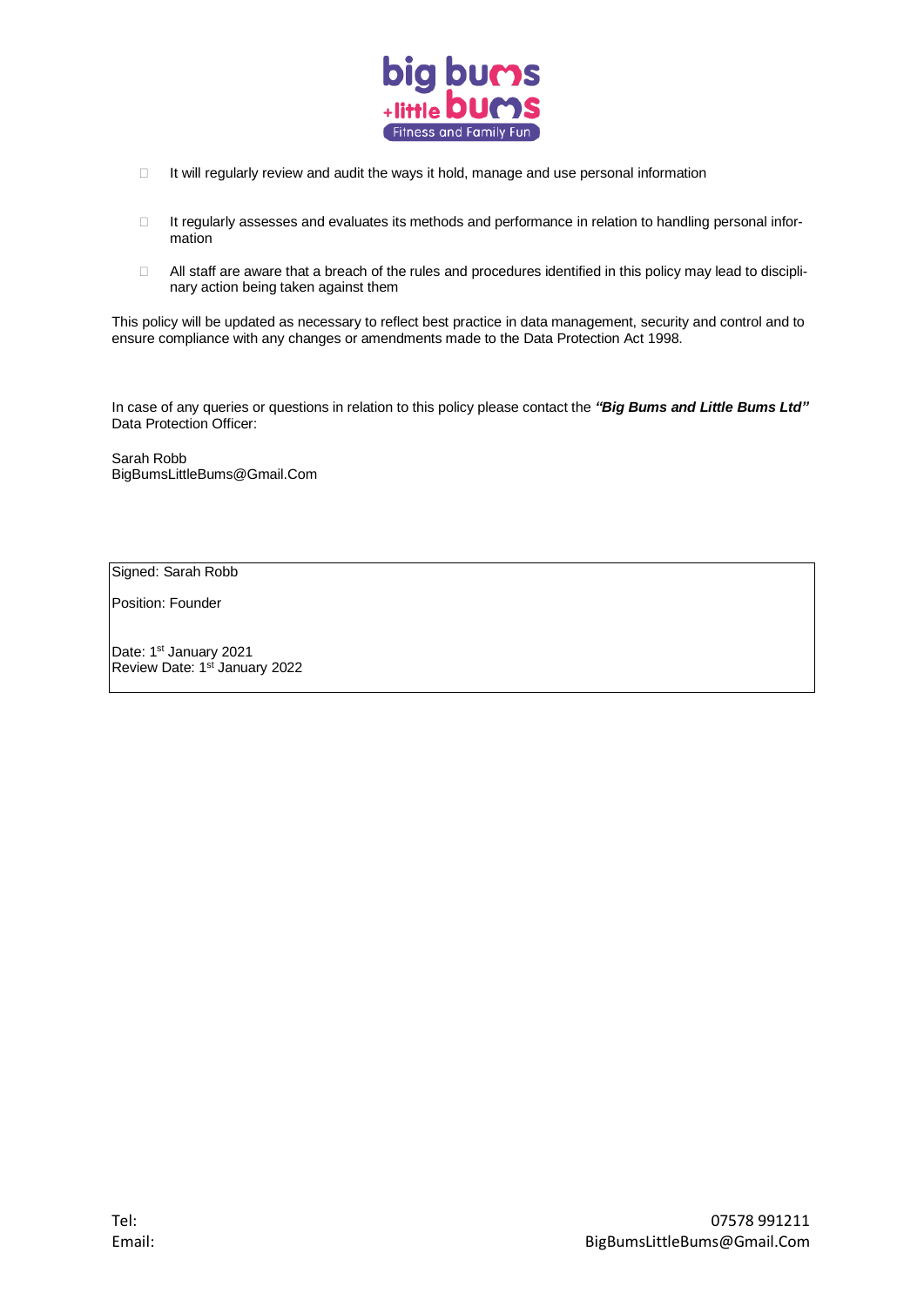- It will regularly review and audit the ways it hold, manage and use personal information

- It regularly assesses and evaluates its methods and performance in relation to handling personal information

- All staff are aware that a breach of the rules and procedures identified in this policy may lead to disciplinary action being taken against them

This policy will be updated as necessary to reflect best practice in data management, security and control and to ensure compliance with any changes or amendments made to the Data Protection Act 1998.

In case of any queries or questions in relation to this policy please contact the ***"Big Bums and Little Bums Ltd"*** Data Protection Officer:

Sarah Robb
BigBumsLittleBums@Gmail.Com

| Signed: Sarah Robb<br><br>Position: Founder<br><br>Date: 1st January 2021<br>Review Date: 1st January 2022 |
|---|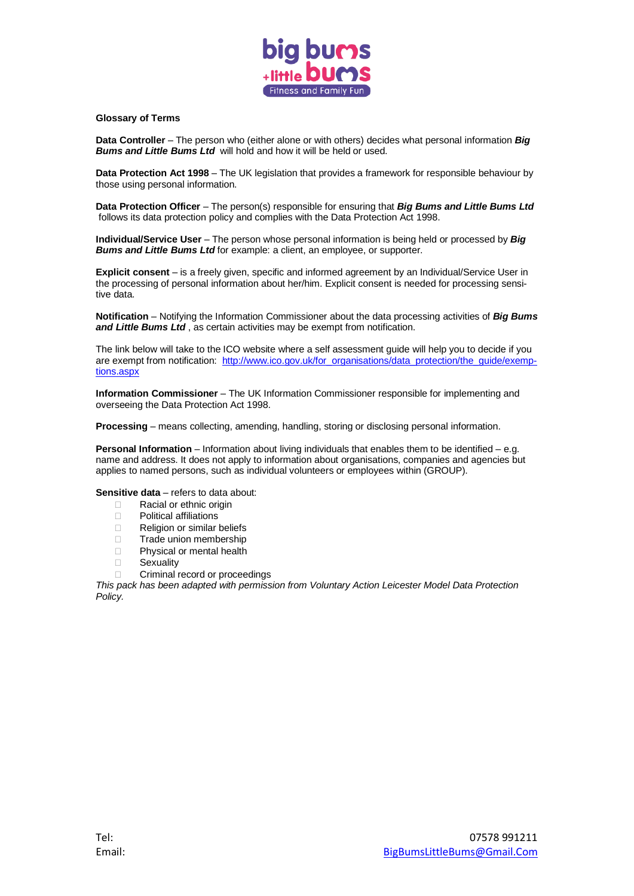**Glossary of Terms**

**Data Controller** – The person who (either alone or with others) decides what personal information ***Big Bums and Little Bums Ltd*** will hold and how it will be held or used.

**Data Protection Act 1998** – The UK legislation that provides a framework for responsible behaviour by those using personal information.

**Data Protection Officer** – The person(s) responsible for ensuring that ***Big Bums and Little Bums Ltd*** follows its data protection policy and complies with the Data Protection Act 1998.

**Individual/Service User** – The person whose personal information is being held or processed by ***Big Bums and Little Bums Ltd*** for example: a client, an employee, or supporter.

**Explicit consent** – is a freely given, specific and informed agreement by an Individual/Service User in the processing of personal information about her/him. Explicit consent is needed for processing sensitive data.

**Notification** – Notifying the Information Commissioner about the data processing activities of ***Big Bums and Little Bums Ltd*** , as certain activities may be exempt from notification.

The link below will take to the ICO website where a self assessment guide will help you to decide if you are exempt from notification: [http://www.ico.gov.uk/for_organisations/data_protection/the_guide/exemptions.aspx](http://www.ico.gov.uk/for_organisations/data_protection/the_guide/exemptions.aspx)

**Information Commissioner** – The UK Information Commissioner responsible for implementing and overseeing the Data Protection Act 1998.

**Processing** – means collecting, amending, handling, storing or disclosing personal information.

**Personal Information** – Information about living individuals that enables them to be identified – e.g. name and address. It does not apply to information about organisations, companies and agencies but applies to named persons, such as individual volunteers or employees within (GROUP).

**Sensitive data** – refers to data about:

- Racial or ethnic origin
- Political affiliations
- Religion or similar beliefs
- Trade union membership
- Physical or mental health
- Sexuality
- Criminal record or proceedings

*This pack has been adapted with permission from Voluntary Action Leicester Model Data Protection Policy.*

Tel: 07578 991211
Email: [BigBumsLittleBums@Gmail.Com](mailto:BigBumsLittleBums@Gmail.Com)